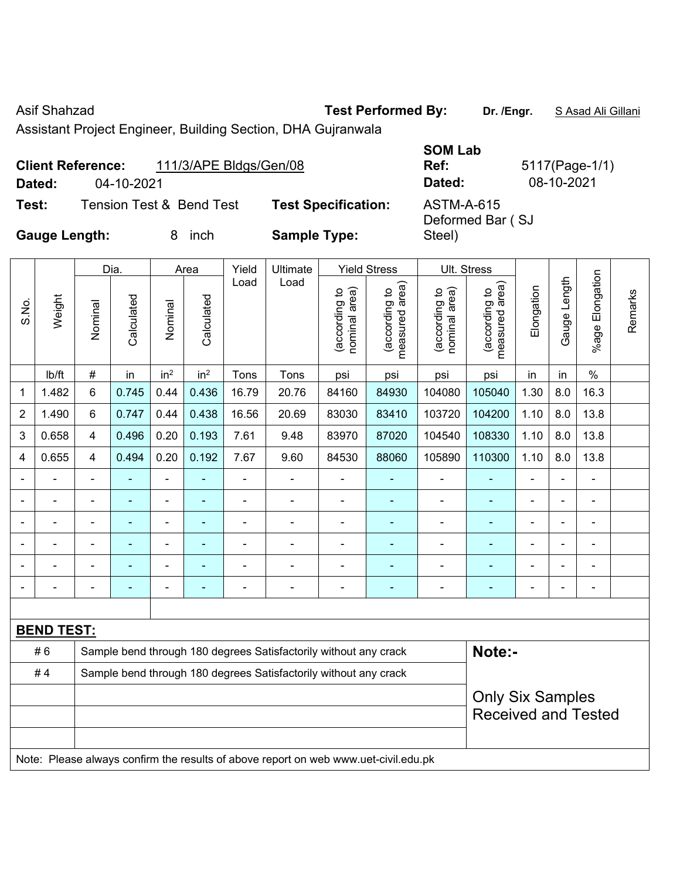Asif Shahzad

Assistant Project Engineer, Building Section, DHA Gujranwala

**Test Performed By:** **Dr. /Engr.** S Asad Ali Gillani

**Client Reference:** 111/3/APE Bldgs/Gen/08

**Dated:** 04-10-2021

**SOM Lab Ref:** 5117(Page-1/1)

**Dated:** 08-10-2021

**Test:** Tension Test & Bend Test

**Test Specification:** ASTM-A-615

**Gauge Length:** 8 inch

**Sample Type:** Deformed Bar ( SJ Steel)

| S.No. | Weight | Dia. | | Area | | Yield Load | Ultimate Load | Yield Stress | | Ult. Stress | | Elongation | Gauge Length | %age Elongation | Remarks |
|---|---|---|---|---|---|---|---|---|---|---|---|---|---|---|---|
| | | Nominal | Calculated | Nominal | Calculated | | | (according to nominal area) | (according to measured area) | (according to nominal area) | (according to measured area) | | | | |
| | lb/ft | # | in | $in^2$ | $in^2$ | Tons | Tons | psi | psi | psi | psi | in | in | % | |
| 1 | 1.482 | 6 | 0.745 | 0.44 | 0.436 | 16.79 | 20.76 | 84160 | 84930 | 104080 | 105040 | 1.30 | 8.0 | 16.3 | |
| 2 | 1.490 | 6 | 0.747 | 0.44 | 0.438 | 16.56 | 20.69 | 83030 | 83410 | 103720 | 104200 | 1.10 | 8.0 | 13.8 | |
| 3 | 0.658 | 4 | 0.496 | 0.20 | 0.193 | 7.61 | 9.48 | 83970 | 87020 | 104540 | 108330 | 1.10 | 8.0 | 13.8 | |
| 4 | 0.655 | 4 | 0.494 | 0.20 | 0.192 | 7.67 | 9.60 | 84530 | 88060 | 105890 | 110300 | 1.10 | 8.0 | 13.8 | |
| - | - | - | - | - | - | - | - | - | - | - | - | - | - | - | |
| - | - | - | - | - | - | - | - | - | - | - | - | - | - | - | |
| - | - | - | - | - | - | - | - | - | - | - | - | - | - | - | |
| - | - | - | - | - | - | - | - | - | - | - | - | - | - | - | |
| - | - | - | - | - | - | - | - | - | - | - | - | - | - | - | |
| - | - | - | - | - | - | - | - | - | - | - | - | - | - | - | |

**BEND TEST:**

| | | |
|---|---|---|
| # 6 | Sample bend through 180 degrees Satisfactorily without any crack | **Note:-** |
| # 4 | Sample bend through 180 degrees Satisfactorily without any crack | Only Six Samples Received and Tested |

Note: Please always confirm the results of above report on web www.uet-civil.edu.pk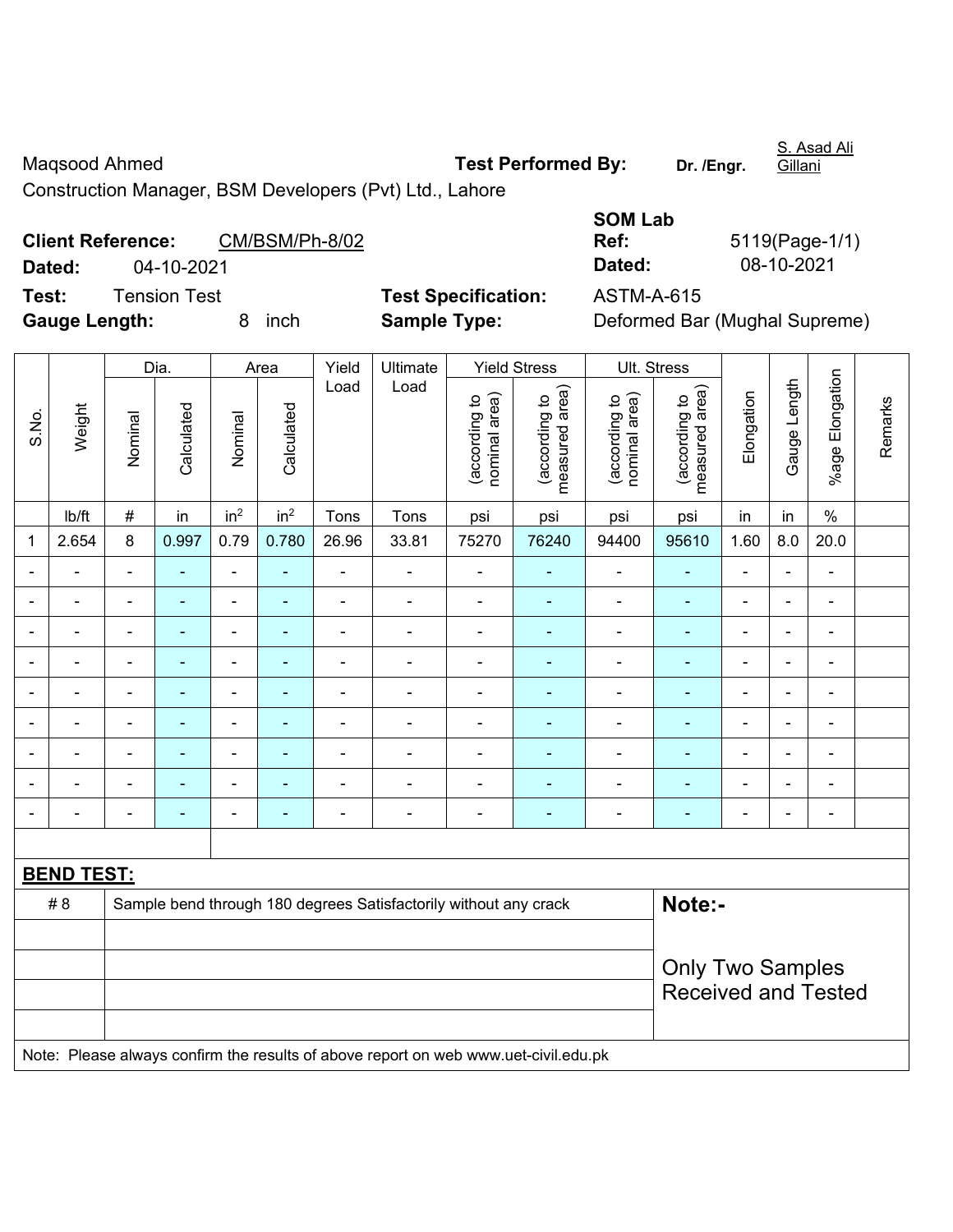Maqsood Ahmed

Construction Manager, BSM Developers (Pvt) Ltd., Lahore

**Test Performed By:** Dr. /Engr. S. Asad Ali Gillani

**Client Reference:** CM/BSM/Ph-8/02

**Dated:** 04-10-2021

**SOM Lab Ref:** 5119(Page-1/1)

**Dated:** 08-10-2021

**Test:** Tension Test

**Test Specification:** ASTM-A-615

**Gauge Length:** 8 inch

**Sample Type:** Deformed Bar (Mughal Supreme)

| S.No. | Weight | Dia. | | Area | | Yield Load | Ultimate Load | Yield Stress | | Ult. Stress | | Elongation | Gauge Length | %age Elongation | Remarks |
|---|---|---|---|---|---|---|---|---|---|---|---|---|---|---|---|
| | | Nominal | Calculated | Nominal | Calculated | | | (according to nominal area) | (according to measured area) | (according to nominal area) | (according to measured area) | | | | |
| | lb/ft | # | in | $in^2$ | $in^2$ | Tons | Tons | psi | psi | psi | psi | in | in | % | |
| 1 | 2.654 | 8 | 0.997 | 0.79 | 0.780 | 26.96 | 33.81 | 75270 | 76240 | 94400 | 95610 | 1.60 | 8.0 | 20.0 | |
| - | - | - | - | - | - | - | - | - | - | - | - | - | - | - | |
| - | - | - | - | - | - | - | - | - | - | - | - | - | - | - | |
| - | - | - | - | - | - | - | - | - | - | - | - | - | - | - | |
| - | - | - | - | - | - | - | - | - | - | - | - | - | - | - | |
| - | - | - | - | - | - | - | - | - | - | - | - | - | - | - | |
| - | - | - | - | - | - | - | - | - | - | - | - | - | - | - | |
| - | - | - | - | - | - | - | - | - | - | - | - | - | - | - | |
| - | - | - | - | - | - | - | - | - | - | - | - | - | - | - | |
| - | - | - | - | - | - | - | - | - | - | - | - | - | - | - | |

**BEND TEST:**

| | | |
|---|---|---|
| # 8 | Sample bend through 180 degrees Satisfactorily without any crack | **Note:-** Only Two Samples Received and Tested |

Note: Please always confirm the results of above report on web www.uet-civil.edu.pk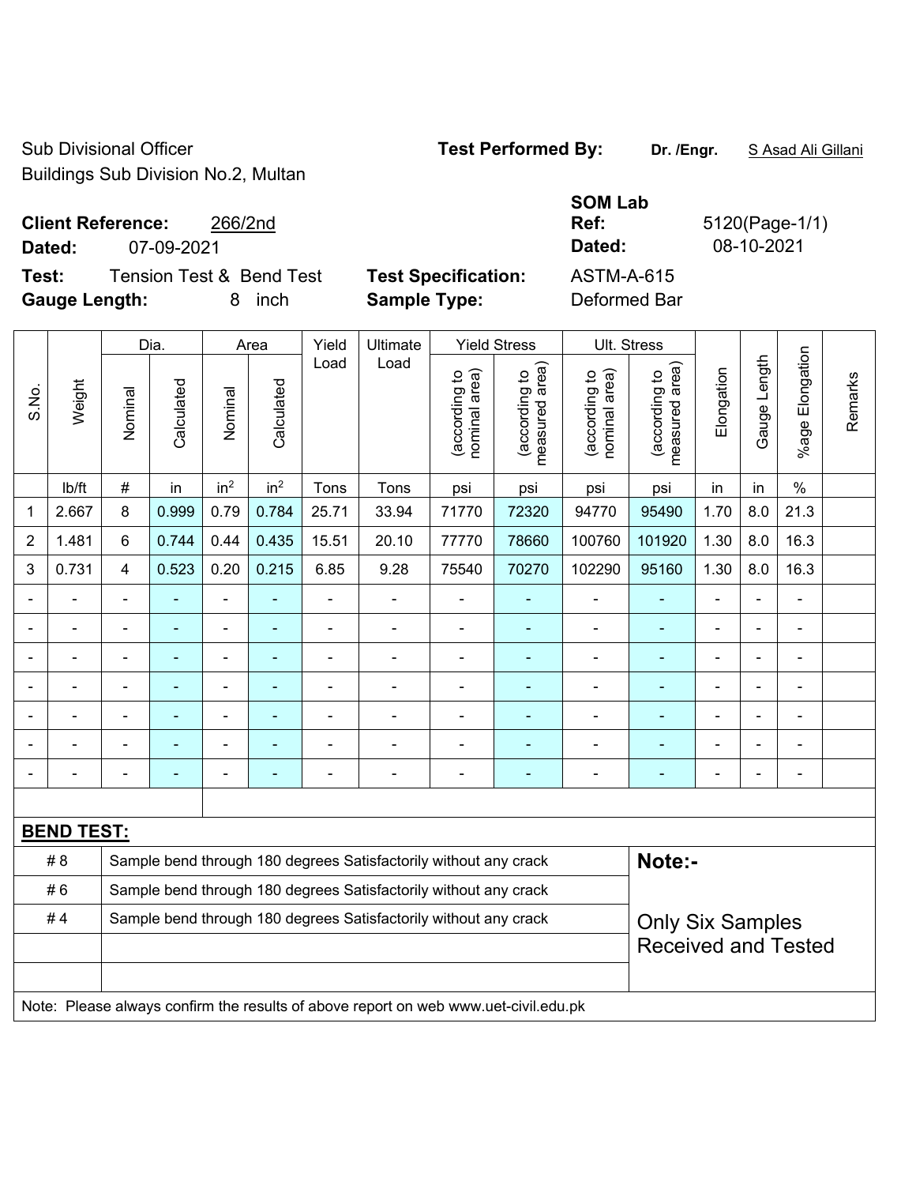Sub Divisional Officer
Buildings Sub Division No.2, Multan

**Test Performed By:** **Dr. /Engr.** S Asad Ali Gillani

**Client Reference:** 266/2nd
**Dated:** 07-09-2021

**SOM Lab Ref:** 5120(Page-1/1)
**Dated:** 08-10-2021

**Test:** Tension Test & Bend Test
**Gauge Length:** 8 inch

**Test Specification:** ASTM-A-615
**Sample Type:** Deformed Bar

| S.No. | Weight | Dia. | | Area | | Yield Load | Ultimate Load | Yield Stress | | Ult. Stress | | Elongation | Gauge Length | %age Elongation | Remarks |
|---|---|---|---|---|---|---|---|---|---|---|---|---|---|---|---|
| | | Nominal | Calculated | Nominal | Calculated | | | (according to nominal area) | (according to measured area) | (according to nominal area) | (according to measured area) | | | | |
| | lb/ft | # | in | $in^2$ | $in^2$ | Tons | Tons | psi | psi | psi | psi | in | in | % | |
| 1 | 2.667 | 8 | 0.999 | 0.79 | 0.784 | 25.71 | 33.94 | 71770 | 72320 | 94770 | 95490 | 1.70 | 8.0 | 21.3 | |
| 2 | 1.481 | 6 | 0.744 | 0.44 | 0.435 | 15.51 | 20.10 | 77770 | 78660 | 100760 | 101920 | 1.30 | 8.0 | 16.3 | |
| 3 | 0.731 | 4 | 0.523 | 0.20 | 0.215 | 6.85 | 9.28 | 75540 | 70270 | 102290 | 95160 | 1.30 | 8.0 | 16.3 | |
| - | - | - | - | - | - | - | - | - | - | - | - | - | - | - | |
| - | - | - | - | - | - | - | - | - | - | - | - | - | - | - | |
| - | - | - | - | - | - | - | - | - | - | - | - | - | - | - | |
| - | - | - | - | - | - | - | - | - | - | - | - | - | - | - | |
| - | - | - | - | - | - | - | - | - | - | - | - | - | - | - | |
| - | - | - | - | - | - | - | - | - | - | - | - | - | - | - | |
| - | - | - | - | - | - | - | - | - | - | - | - | - | - | - | |

**BEND TEST:**

| | | |
|---|---|---|
| # 8 | Sample bend through 180 degrees Satisfactorily without any crack | **Note:-** |
| # 6 | Sample bend through 180 degrees Satisfactorily without any crack | |
| # 4 | Sample bend through 180 degrees Satisfactorily without any crack | Only Six Samples Received and Tested |
| | | |
| | | |

Note: Please always confirm the results of above report on web www.uet-civil.edu.pk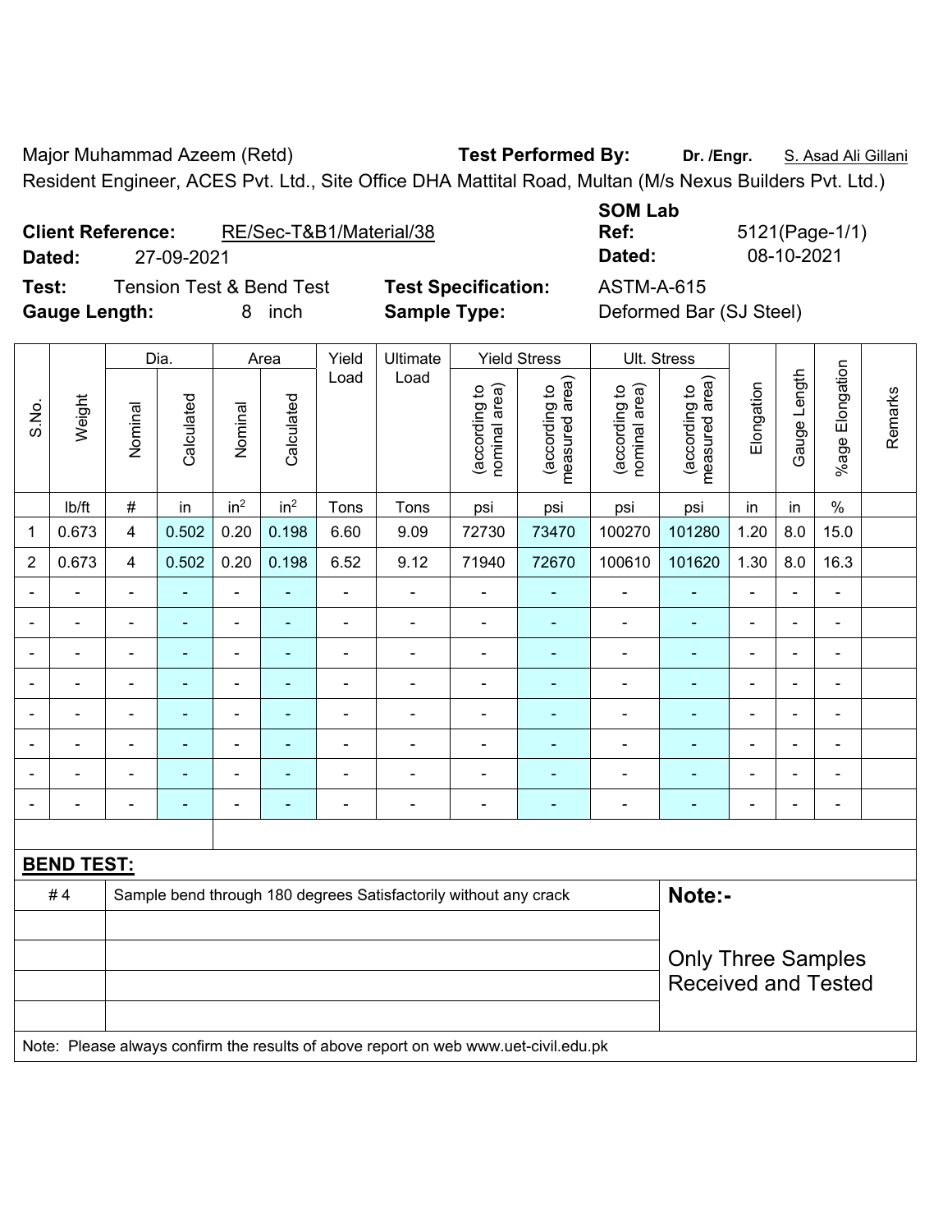Major Muhammad Azeem (Retd) **Test Performed By:** **Dr. /Engr.** S. Asad Ali Gillani

Resident Engineer, ACES Pvt. Ltd., Site Office DHA Mattital Road, Multan (M/s Nexus Builders Pvt. Ltd.)

**Client Reference:** RE/Sec-T&B1/Material/38 **SOM Lab Ref:** 5121(Page-1/1)

**Dated:** 27-09-2021 **Dated:** 08-10-2021

**Test:** Tension Test & Bend Test **Test Specification:** ASTM-A-615

**Gauge Length:** 8 inch **Sample Type:** Deformed Bar (SJ Steel)

| S.No. | Weight | Dia. | | Area | | Yield Load | Ultimate Load | Yield Stress | | Ult. Stress | | Elongation | Gauge Length | %age Elongation | Remarks |
|---|---|---|---|---|---|---|---|---|---|---|---|---|---|---|---|
| | | Nominal | Calculated | Nominal | Calculated | | | (according to nominal area) | (according to measured area) | (according to nominal area) | (according to measured area) | | | | |
| | lb/ft | # | in | $in^2$ | $in^2$ | Tons | Tons | psi | psi | psi | psi | in | in | % | |
| 1 | 0.673 | 4 | 0.502 | 0.20 | 0.198 | 6.60 | 9.09 | 72730 | 73470 | 100270 | 101280 | 1.20 | 8.0 | 15.0 | |
| 2 | 0.673 | 4 | 0.502 | 0.20 | 0.198 | 6.52 | 9.12 | 71940 | 72670 | 100610 | 101620 | 1.30 | 8.0 | 16.3 | |
| - | - | - | - | - | - | - | - | - | - | - | - | - | - | - | |
| - | - | - | - | - | - | - | - | - | - | - | - | - | - | - | |
| - | - | - | - | - | - | - | - | - | - | - | - | - | - | - | |
| - | - | - | - | - | - | - | - | - | - | - | - | - | - | - | |
| - | - | - | - | - | - | - | - | - | - | - | - | - | - | - | |
| - | - | - | - | - | - | - | - | - | - | - | - | - | - | - | |
| - | - | - | - | - | - | - | - | - | - | - | - | - | - | - | |
| - | - | - | - | - | - | - | - | - | - | - | - | - | - | - | |

**BEND TEST:**

| | | |
|---|---|---|
| # 4 | Sample bend through 180 degrees Satisfactorily without any crack | **Note:-** Only Three Samples Received and Tested |

Note: Please always confirm the results of above report on web www.uet-civil.edu.pk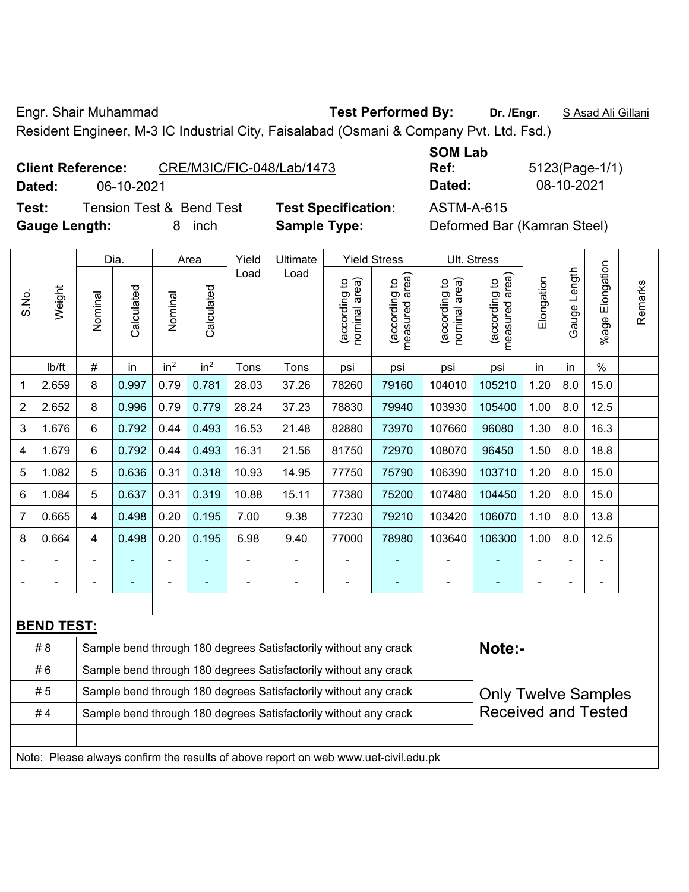Engr. Shair Muhammad **Test Performed By:** **Dr. /Engr.** S Asad Ali Gillani

Resident Engineer, M-3 IC Industrial City, Faisalabad (Osmani & Company Pvt. Ltd. Fsd.)

**Client Reference:** CRE/M3IC/FIC-048/Lab/1473 **SOM Lab Ref:** 5123(Page-1/1)

**Dated:** 06-10-2021 **Dated:** 08-10-2021

**Test:** Tension Test & Bend Test **Test Specification:** ASTM-A-615

**Gauge Length:** 8 inch **Sample Type:** Deformed Bar (Kamran Steel)

| S.No. | Weight | Dia. | | Area | | Yield Load | Ultimate Load | Yield Stress | | Ult. Stress | | Elongation | Gauge Length | %age Elongation | Remarks |
|---|---|---|---|---|---|---|---|---|---|---|---|---|---|---|---|
| | | Nominal | Calculated | Nominal | Calculated | | | (according to nominal area) | (according to measured area) | (according to nominal area) | (according to measured area) | | | | |
| | lb/ft | # | in | in$^2$ | in$^2$ | Tons | Tons | psi | psi | psi | psi | in | in | % | |
| 1 | 2.659 | 8 | 0.997 | 0.79 | 0.781 | 28.03 | 37.26 | 78260 | 79160 | 104010 | 105210 | 1.20 | 8.0 | 15.0 | |
| 2 | 2.652 | 8 | 0.996 | 0.79 | 0.779 | 28.24 | 37.23 | 78830 | 79940 | 103930 | 105400 | 1.00 | 8.0 | 12.5 | |
| 3 | 1.676 | 6 | 0.792 | 0.44 | 0.493 | 16.53 | 21.48 | 82880 | 73970 | 107660 | 96080 | 1.30 | 8.0 | 16.3 | |
| 4 | 1.679 | 6 | 0.792 | 0.44 | 0.493 | 16.31 | 21.56 | 81750 | 72970 | 108070 | 96450 | 1.50 | 8.0 | 18.8 | |
| 5 | 1.082 | 5 | 0.636 | 0.31 | 0.318 | 10.93 | 14.95 | 77750 | 75790 | 106390 | 103710 | 1.20 | 8.0 | 15.0 | |
| 6 | 1.084 | 5 | 0.637 | 0.31 | 0.319 | 10.88 | 15.11 | 77380 | 75200 | 107480 | 104450 | 1.20 | 8.0 | 15.0 | |
| 7 | 0.665 | 4 | 0.498 | 0.20 | 0.195 | 7.00 | 9.38 | 77230 | 79210 | 103420 | 106070 | 1.10 | 8.0 | 13.8 | |
| 8 | 0.664 | 4 | 0.498 | 0.20 | 0.195 | 6.98 | 9.40 | 77000 | 78980 | 103640 | 106300 | 1.00 | 8.0 | 12.5 | |
| - | - | - | - | - | - | - | - | - | - | - | - | - | - | - | |
| - | - | - | - | - | - | - | - | - | - | - | - | - | - | - | |

**BEND TEST:**

| | | |
|---|---|---|
| # 8 | Sample bend through 180 degrees Satisfactorily without any crack | **Note:-** |
| # 6 | Sample bend through 180 degrees Satisfactorily without any crack | |
| # 5 | Sample bend through 180 degrees Satisfactorily without any crack | Only Twelve Samples Received and Tested |
| # 4 | Sample bend through 180 degrees Satisfactorily without any crack | |

Note: Please always confirm the results of above report on web www.uet-civil.edu.pk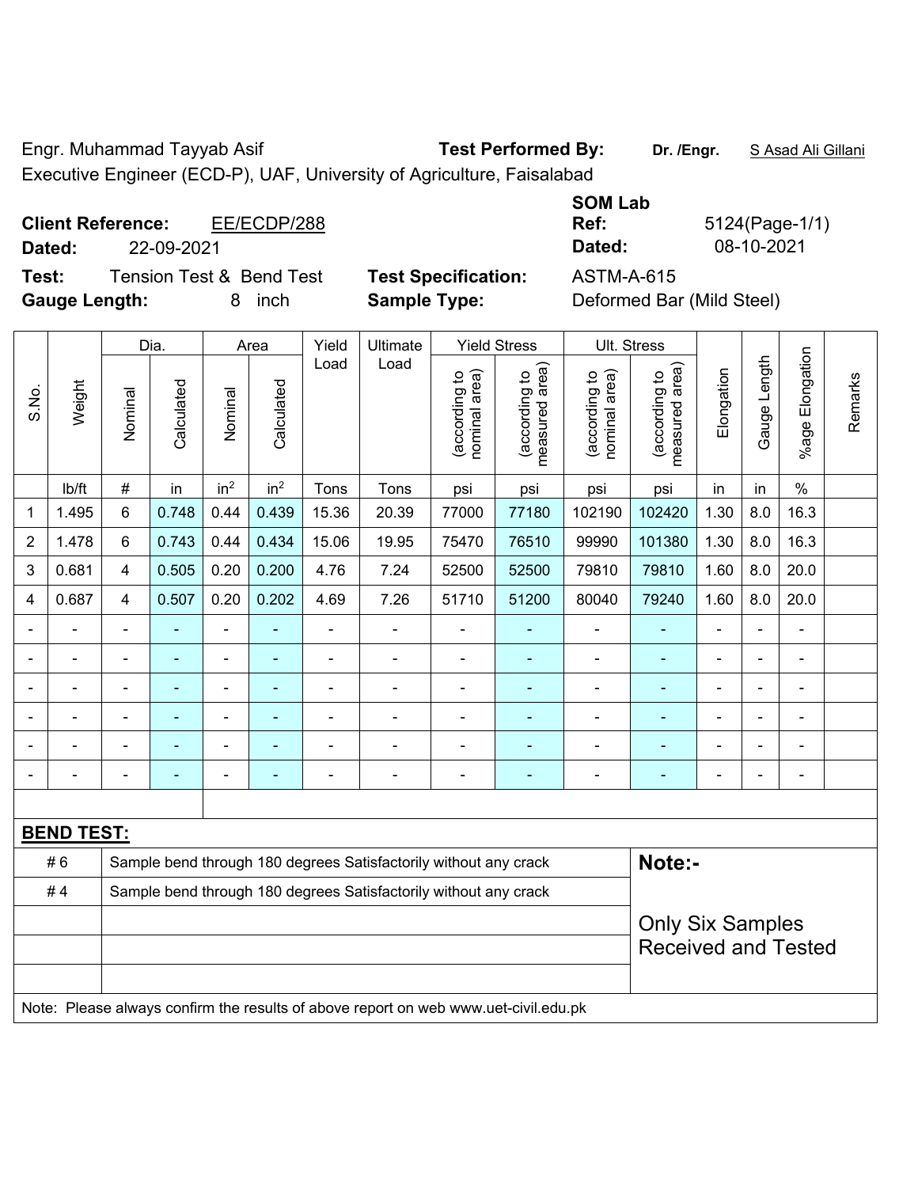Engr. Muhammad Tayyab Asif  **Test Performed By:** **Dr. /Engr.** S Asad Ali Gillani

Executive Engineer (ECD-P), UAF, University of Agriculture, Faisalabad

**Client Reference:** EE/ECDP/288

**Dated:** 22-09-2021

**SOM Lab Ref:** 5124(Page-1/1)

**Dated:** 08-10-2021

**Test:** Tension Test & Bend Test

**Test Specification:** ASTM-A-615

**Gauge Length:** 8 inch

**Sample Type:** Deformed Bar (Mild Steel)

| S.No. | Weight | Dia. | | Area | | Yield Load | Ultimate Load | Yield Stress | | Ult. Stress | | Elongation | Gauge Length | %age Elongation | Remarks |
|---|---|---|---|---|---|---|---|---|---|---|---|---|---|---|---|
| | | Nominal | Calculated | Nominal | Calculated | | | (according to nominal area) | (according to measured area) | (according to nominal area) | (according to measured area) | | | | |
| | lb/ft | # | in | $in^2$ | $in^2$ | Tons | Tons | psi | psi | psi | psi | in | in | % | |
| 1 | 1.495 | 6 | 0.748 | 0.44 | 0.439 | 15.36 | 20.39 | 77000 | 77180 | 102190 | 102420 | 1.30 | 8.0 | 16.3 | |
| 2 | 1.478 | 6 | 0.743 | 0.44 | 0.434 | 15.06 | 19.95 | 75470 | 76510 | 99990 | 101380 | 1.30 | 8.0 | 16.3 | |
| 3 | 0.681 | 4 | 0.505 | 0.20 | 0.200 | 4.76 | 7.24 | 52500 | 52500 | 79810 | 79810 | 1.60 | 8.0 | 20.0 | |
| 4 | 0.687 | 4 | 0.507 | 0.20 | 0.202 | 4.69 | 7.26 | 51710 | 51200 | 80040 | 79240 | 1.60 | 8.0 | 20.0 | |
| - | - | - | - | - | - | - | - | - | - | - | - | - | - | - | |
| - | - | - | - | - | - | - | - | - | - | - | - | - | - | - | |
| - | - | - | - | - | - | - | - | - | - | - | - | - | - | - | |
| - | - | - | - | - | - | - | - | - | - | - | - | - | - | - | |
| - | - | - | - | - | - | - | - | - | - | - | - | - | - | - | |
| - | - | - | - | - | - | - | - | - | - | - | - | - | - | - | |

**BEND TEST:**

| | |
|---|---|
| # 6 | Sample bend through 180 degrees Satisfactorily without any crack |
| # 4 | Sample bend through 180 degrees Satisfactorily without any crack |

**Note:-**

Only Six Samples Received and Tested

Note: Please always confirm the results of above report on web www.uet-civil.edu.pk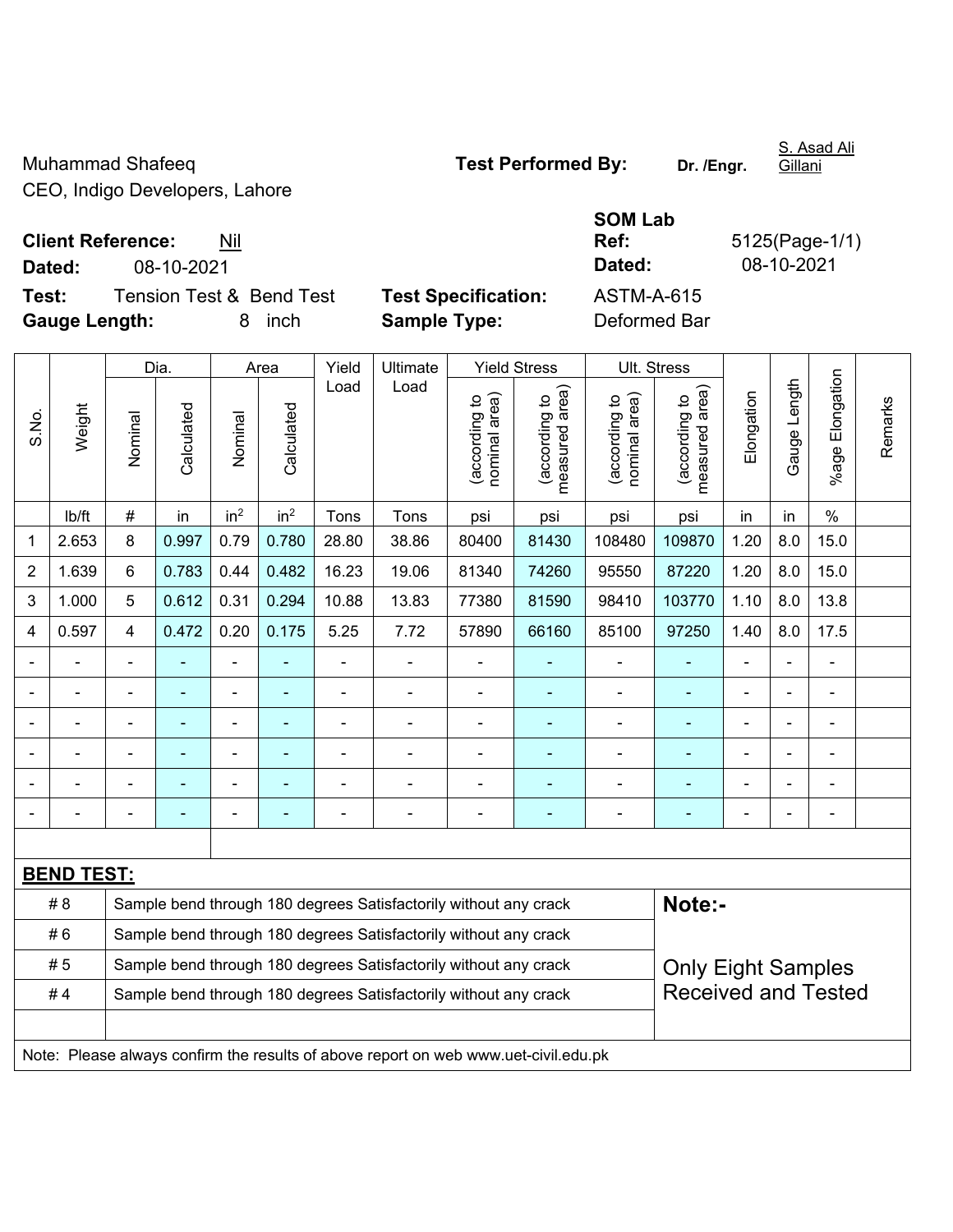Muhammad Shafeeq
CEO, Indigo Developers, Lahore

**Test Performed By:** **Dr. /Engr.** S. Asad Ali Gillani

**Client Reference:** Nil
**Dated:** 08-10-2021

**SOM Lab Ref:** 5125(Page-1/1)
**Dated:** 08-10-2021

**Test:** Tension Test & Bend Test
**Gauge Length:** 8 inch

**Test Specification:** ASTM-A-615
**Sample Type:** Deformed Bar

| S.No. | Weight | Dia. | | Area | | Yield Load | Ultimate Load | Yield Stress | | Ult. Stress | | Elongation | Gauge Length | %age Elongation | Remarks |
|---|---|---|---|---|---|---|---|---|---|---|---|---|---|---|---|
| | | Nominal | Calculated | Nominal | Calculated | | | (according to nominal area) | (according to measured area) | (according to nominal area) | (according to measured area) | | | | |
| | lb/ft | # | in | $in^2$ | $in^2$ | Tons | Tons | psi | psi | psi | psi | in | in | % | |
| 1 | 2.653 | 8 | 0.997 | 0.79 | 0.780 | 28.80 | 38.86 | 80400 | 81430 | 108480 | 109870 | 1.20 | 8.0 | 15.0 | |
| 2 | 1.639 | 6 | 0.783 | 0.44 | 0.482 | 16.23 | 19.06 | 81340 | 74260 | 95550 | 87220 | 1.20 | 8.0 | 15.0 | |
| 3 | 1.000 | 5 | 0.612 | 0.31 | 0.294 | 10.88 | 13.83 | 77380 | 81590 | 98410 | 103770 | 1.10 | 8.0 | 13.8 | |
| 4 | 0.597 | 4 | 0.472 | 0.20 | 0.175 | 5.25 | 7.72 | 57890 | 66160 | 85100 | 97250 | 1.40 | 8.0 | 17.5 | |
| - | - | - | - | - | - | - | - | - | - | - | - | - | - | - | |
| - | - | - | - | - | - | - | - | - | - | - | - | - | - | - | |
| - | - | - | - | - | - | - | - | - | - | - | - | - | - | - | |
| - | - | - | - | - | - | - | - | - | - | - | - | - | - | - | |
| - | - | - | - | - | - | - | - | - | - | - | - | - | - | - | |
| - | - | - | - | - | - | - | - | - | - | - | - | - | - | - | |

**BEND TEST:**

| | | |
|---|---|---|
| # 8 | Sample bend through 180 degrees Satisfactorily without any crack | **Note:-** |
| # 6 | Sample bend through 180 degrees Satisfactorily without any crack | |
| # 5 | Sample bend through 180 degrees Satisfactorily without any crack | Only Eight Samples Received and Tested |
| # 4 | Sample bend through 180 degrees Satisfactorily without any crack | |

Note: Please always confirm the results of above report on web www.uet-civil.edu.pk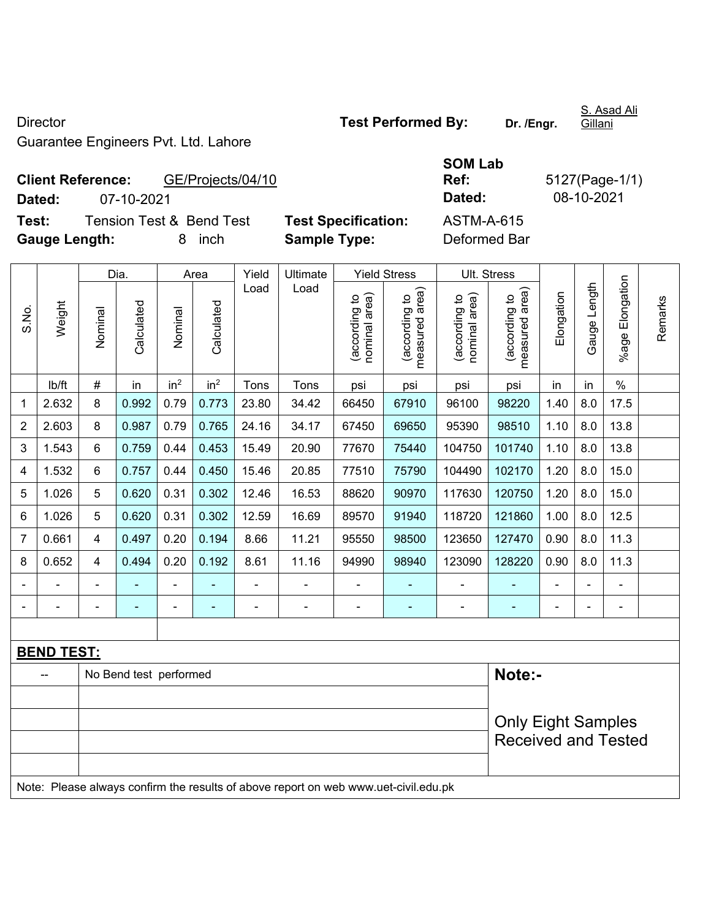Director

Guarantee Engineers Pvt. Ltd. Lahore

**Test Performed By:** **Dr. /Engr.** S. Asad Ali Gillani

**Client Reference:** GE/Projects/04/10

**Dated:** 07-10-2021

**SOM Lab Ref:** 5127(Page-1/1)

**Dated:** 08-10-2021

**Test:** Tension Test & Bend Test

**Gauge Length:** 8 inch

**Test Specification:** ASTM-A-615

**Sample Type:** Deformed Bar

| S.No. | Weight | Dia. | | Area | | Yield Load | Ultimate Load | Yield Stress | | Ult. Stress | | Elongation | Gauge Length | %age Elongation | Remarks |
|---|---|---|---|---|---|---|---|---|---|---|---|---|---|---|---|
| | | Nominal | Calculated | Nominal | Calculated | | | (according to nominal area) | (according to measured area) | (according to nominal area) | (according to measured area) | | | | |
| | lb/ft | # | in | $in^2$ | $in^2$ | Tons | Tons | psi | psi | psi | psi | in | in | % | |
| 1 | 2.632 | 8 | 0.992 | 0.79 | 0.773 | 23.80 | 34.42 | 66450 | 67910 | 96100 | 98220 | 1.40 | 8.0 | 17.5 | |
| 2 | 2.603 | 8 | 0.987 | 0.79 | 0.765 | 24.16 | 34.17 | 67450 | 69650 | 95390 | 98510 | 1.10 | 8.0 | 13.8 | |
| 3 | 1.543 | 6 | 0.759 | 0.44 | 0.453 | 15.49 | 20.90 | 77670 | 75440 | 104750 | 101740 | 1.10 | 8.0 | 13.8 | |
| 4 | 1.532 | 6 | 0.757 | 0.44 | 0.450 | 15.46 | 20.85 | 77510 | 75790 | 104490 | 102170 | 1.20 | 8.0 | 15.0 | |
| 5 | 1.026 | 5 | 0.620 | 0.31 | 0.302 | 12.46 | 16.53 | 88620 | 90970 | 117630 | 120750 | 1.20 | 8.0 | 15.0 | |
| 6 | 1.026 | 5 | 0.620 | 0.31 | 0.302 | 12.59 | 16.69 | 89570 | 91940 | 118720 | 121860 | 1.00 | 8.0 | 12.5 | |
| 7 | 0.661 | 4 | 0.497 | 0.20 | 0.194 | 8.66 | 11.21 | 95550 | 98500 | 123650 | 127470 | 0.90 | 8.0 | 11.3 | |
| 8 | 0.652 | 4 | 0.494 | 0.20 | 0.192 | 8.61 | 11.16 | 94990 | 98940 | 123090 | 128220 | 0.90 | 8.0 | 11.3 | |
| - | - | - | - | - | - | - | - | - | - | - | - | - | - | - | |
| - | - | - | - | - | - | - | - | - | - | - | - | - | - | - | |

**BEND TEST:**

| | | |
|---|---|---|
| -- | No Bend test performed | **Note:-** Only Eight Samples Received and Tested |

Note: Please always confirm the results of above report on web www.uet-civil.edu.pk